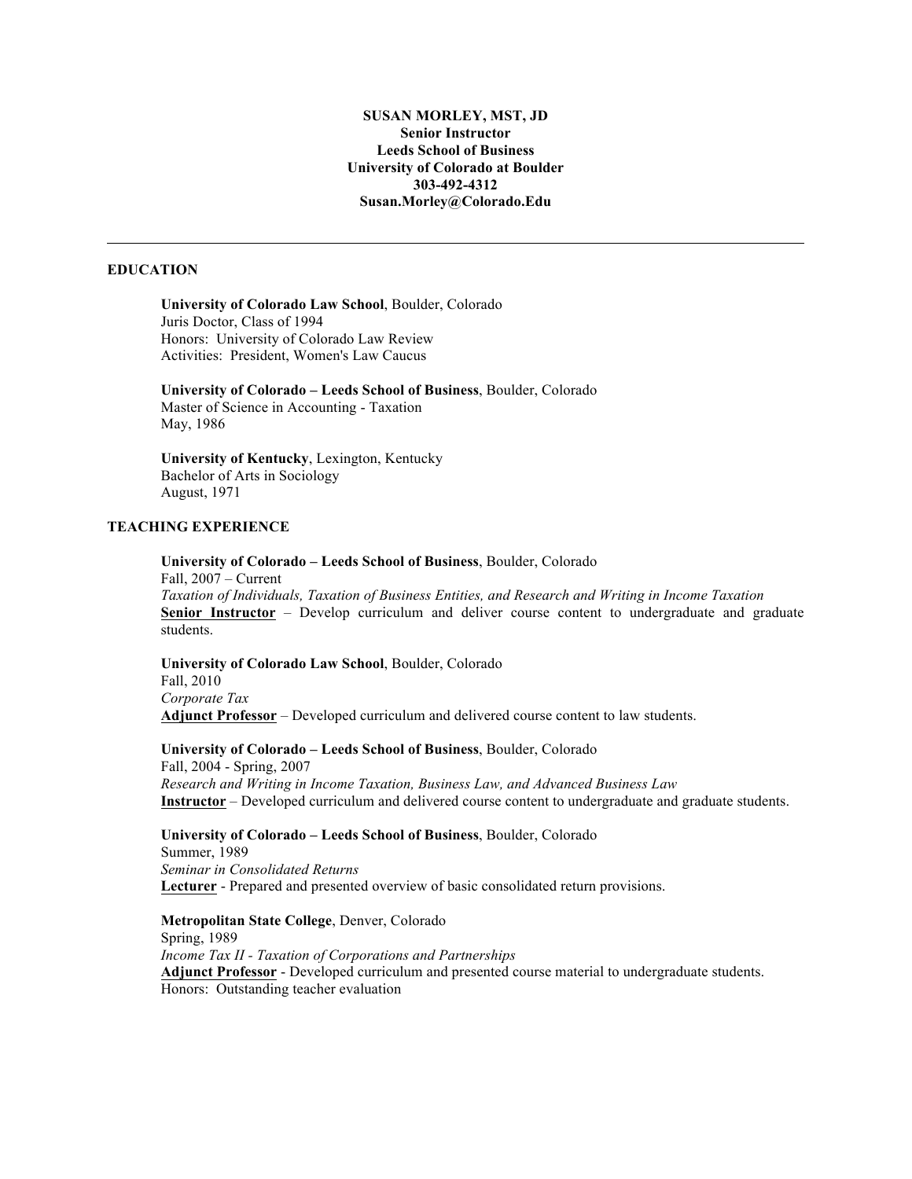**SUSAN MORLEY, MST, JD**
**Senior Instructor**
**Leeds School of Business**
**University of Colorado at Boulder**
**303-492-4312**
**Susan.Morley@Colorado.Edu**

---

## EDUCATION

**University of Colorado Law School**, Boulder, Colorado
Juris Doctor, Class of 1994
Honors: University of Colorado Law Review
Activities: President, Women's Law Caucus

**University of Colorado – Leeds School of Business**, Boulder, Colorado
Master of Science in Accounting - Taxation
May, 1986

**University of Kentucky**, Lexington, Kentucky
Bachelor of Arts in Sociology
August, 1971

## TEACHING EXPERIENCE

**University of Colorado – Leeds School of Business**, Boulder, Colorado
Fall, 2007 – Current
*Taxation of Individuals, Taxation of Business Entities, and Research and Writing in Income Taxation*
**Senior Instructor** – Develop curriculum and deliver course content to undergraduate and graduate students.

**University of Colorado Law School**, Boulder, Colorado
Fall, 2010
*Corporate Tax*
**Adjunct Professor** – Developed curriculum and delivered course content to law students.

**University of Colorado – Leeds School of Business**, Boulder, Colorado
Fall, 2004 - Spring, 2007
*Research and Writing in Income Taxation, Business Law, and Advanced Business Law*
**Instructor** – Developed curriculum and delivered course content to undergraduate and graduate students.

**University of Colorado – Leeds School of Business**, Boulder, Colorado
Summer, 1989
*Seminar in Consolidated Returns*
**Lecturer** - Prepared and presented overview of basic consolidated return provisions.

**Metropolitan State College**, Denver, Colorado
Spring, 1989
*Income Tax II - Taxation of Corporations and Partnerships*
**Adjunct Professor** - Developed curriculum and presented course material to undergraduate students.
Honors: Outstanding teacher evaluation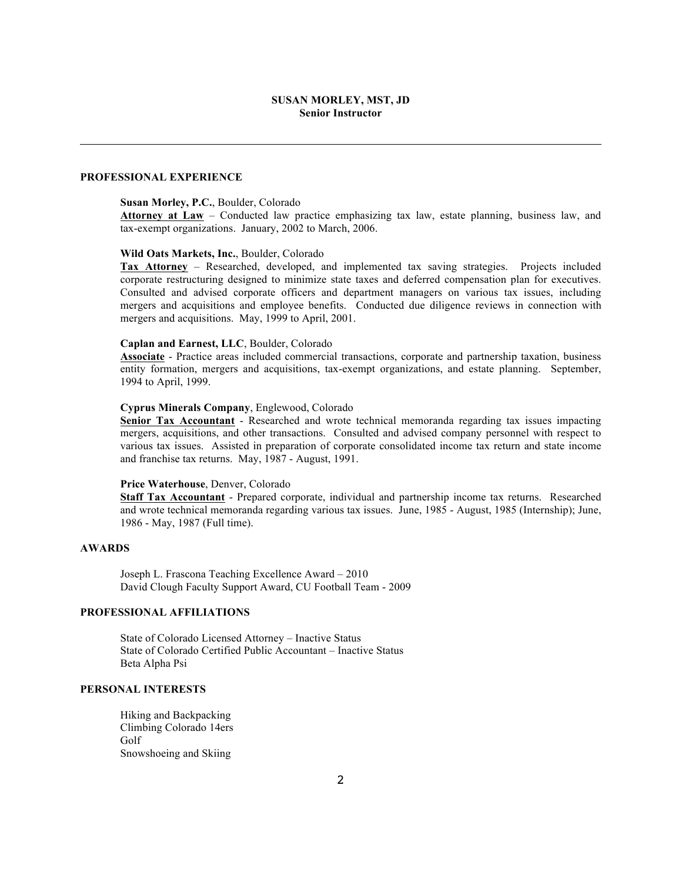**SUSAN MORLEY, MST, JD**
**Senior Instructor**

---

## PROFESSIONAL EXPERIENCE

**Susan Morley, P.C.**, Boulder, Colorado
**Attorney at Law** – Conducted law practice emphasizing tax law, estate planning, business law, and tax-exempt organizations. January, 2002 to March, 2006.

**Wild Oats Markets, Inc.**, Boulder, Colorado
**Tax Attorney** – Researched, developed, and implemented tax saving strategies. Projects included corporate restructuring designed to minimize state taxes and deferred compensation plan for executives. Consulted and advised corporate officers and department managers on various tax issues, including mergers and acquisitions and employee benefits. Conducted due diligence reviews in connection with mergers and acquisitions. May, 1999 to April, 2001.

**Caplan and Earnest, LLC**, Boulder, Colorado
**Associate** - Practice areas included commercial transactions, corporate and partnership taxation, business entity formation, mergers and acquisitions, tax-exempt organizations, and estate planning. September, 1994 to April, 1999.

**Cyprus Minerals Company**, Englewood, Colorado
**Senior Tax Accountant** - Researched and wrote technical memoranda regarding tax issues impacting mergers, acquisitions, and other transactions. Consulted and advised company personnel with respect to various tax issues. Assisted in preparation of corporate consolidated income tax return and state income and franchise tax returns. May, 1987 - August, 1991.

**Price Waterhouse**, Denver, Colorado
**Staff Tax Accountant** - Prepared corporate, individual and partnership income tax returns. Researched and wrote technical memoranda regarding various tax issues. June, 1985 - August, 1985 (Internship); June, 1986 - May, 1987 (Full time).

## AWARDS

Joseph L. Frascona Teaching Excellence Award – 2010
David Clough Faculty Support Award, CU Football Team - 2009

## PROFESSIONAL AFFILIATIONS

State of Colorado Licensed Attorney – Inactive Status
State of Colorado Certified Public Accountant – Inactive Status
Beta Alpha Psi

## PERSONAL INTERESTS

Hiking and Backpacking
Climbing Colorado 14ers
Golf
Snowshoeing and Skiing